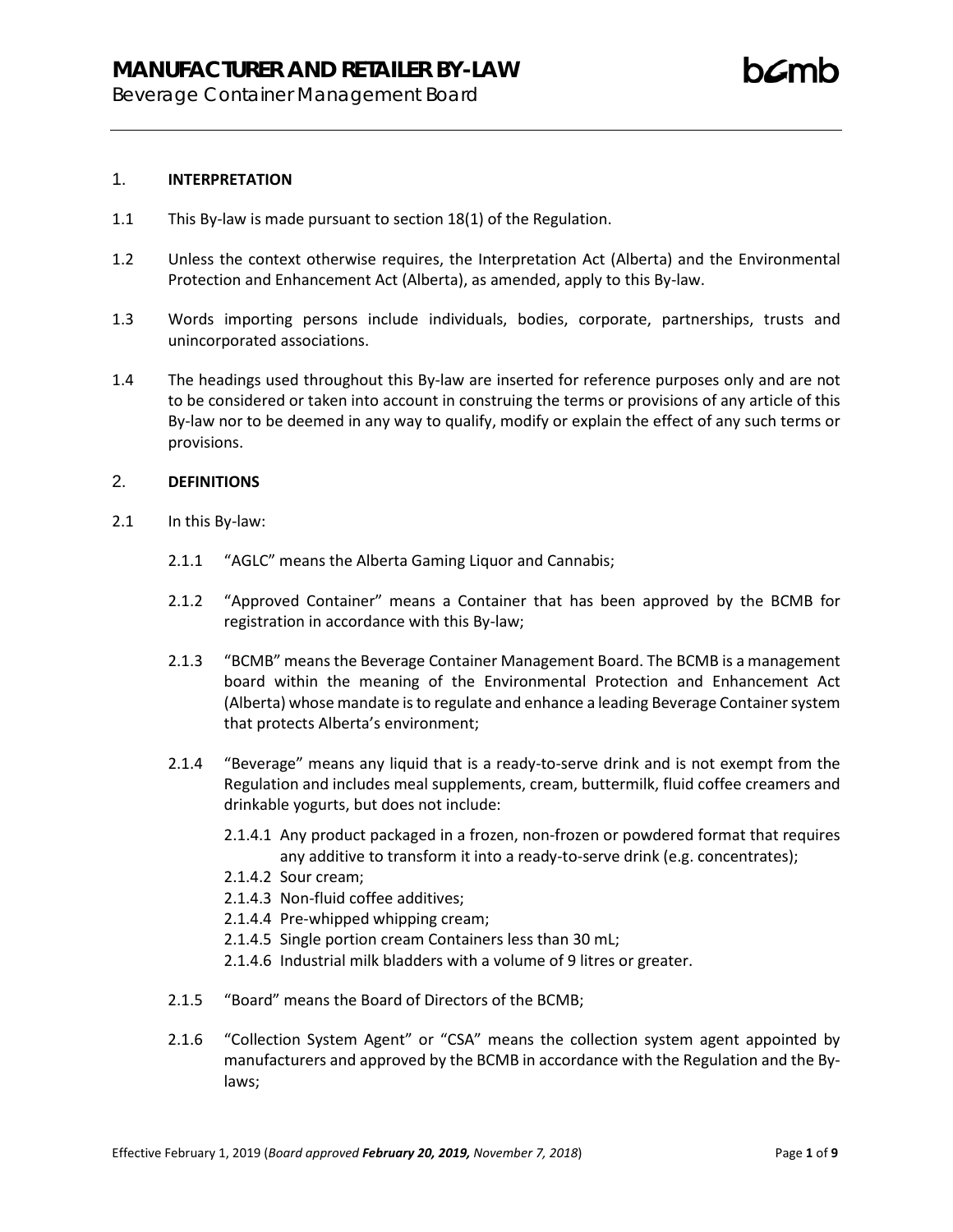# MANUFACTURER AND RETAILER BY-LAW

Beverage Container Management Board

## 1. INTERPRETATION

1.1 This By-law is made pursuant to section 18(1) of the Regulation.

1.2 Unless the context otherwise requires, the Interpretation Act (Alberta) and the Environmental Protection and Enhancement Act (Alberta), as amended, apply to this By-law.

1.3 Words importing persons include individuals, bodies, corporate, partnerships, trusts and unincorporated associations.

1.4 The headings used throughout this By-law are inserted for reference purposes only and are not to be considered or taken into account in construing the terms or provisions of any article of this By-law nor to be deemed in any way to qualify, modify or explain the effect of any such terms or provisions.

## 2. DEFINITIONS

2.1 In this By-law:

2.1.1 "AGLC" means the Alberta Gaming Liquor and Cannabis;

2.1.2 "Approved Container" means a Container that has been approved by the BCMB for registration in accordance with this By-law;

2.1.3 "BCMB" means the Beverage Container Management Board. The BCMB is a management board within the meaning of the Environmental Protection and Enhancement Act (Alberta) whose mandate is to regulate and enhance a leading Beverage Container system that protects Alberta's environment;

2.1.4 "Beverage" means any liquid that is a ready-to-serve drink and is not exempt from the Regulation and includes meal supplements, cream, buttermilk, fluid coffee creamers and drinkable yogurts, but does not include:

2.1.4.1 Any product packaged in a frozen, non-frozen or powdered format that requires any additive to transform it into a ready-to-serve drink (e.g. concentrates);
2.1.4.2 Sour cream;
2.1.4.3 Non-fluid coffee additives;
2.1.4.4 Pre-whipped whipping cream;
2.1.4.5 Single portion cream Containers less than 30 mL;
2.1.4.6 Industrial milk bladders with a volume of 9 litres or greater.

2.1.5 "Board" means the Board of Directors of the BCMB;

2.1.6 "Collection System Agent" or "CSA" means the collection system agent appointed by manufacturers and approved by the BCMB in accordance with the Regulation and the By-laws;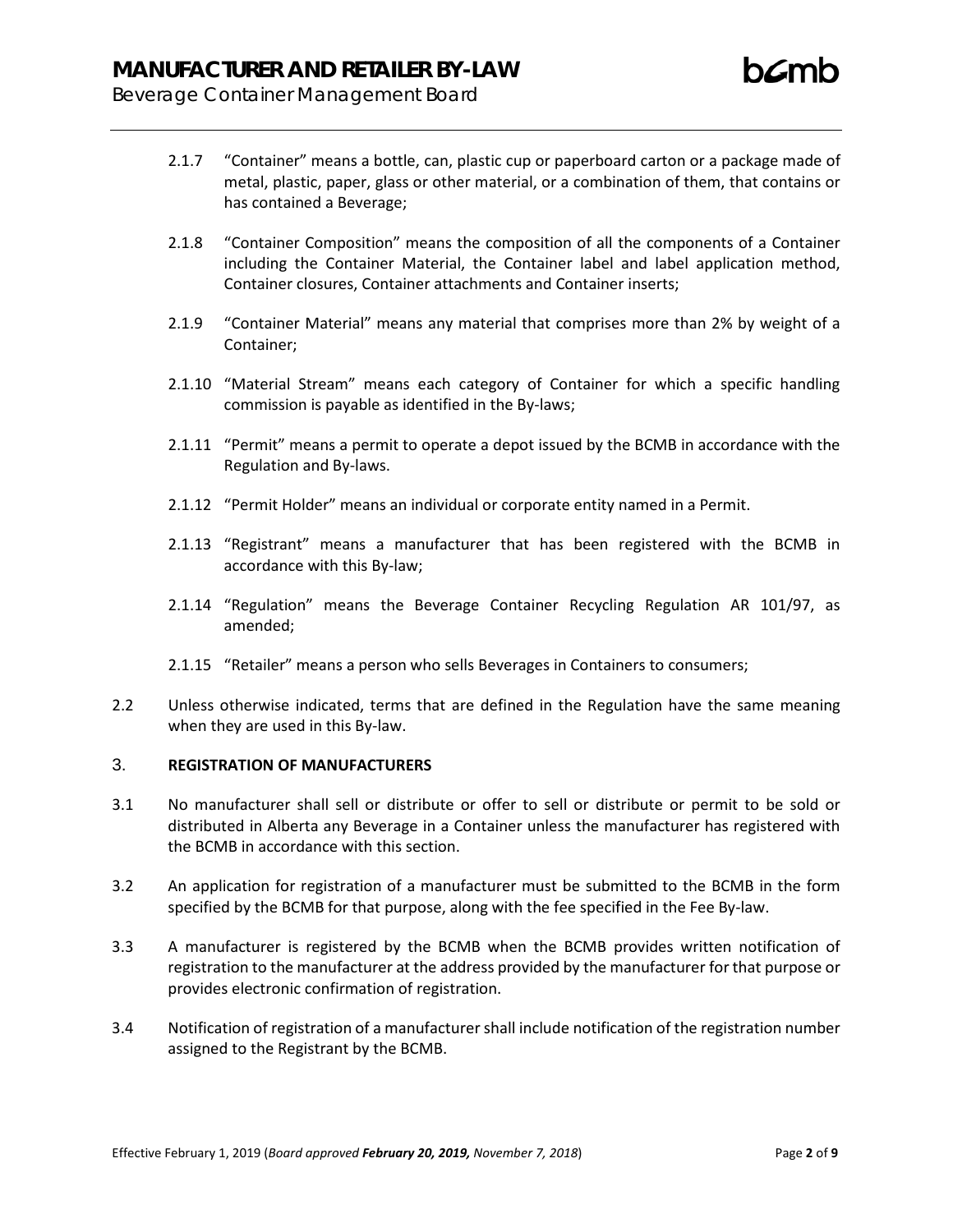2.1.7 "Container" means a bottle, can, plastic cup or paperboard carton or a package made of metal, plastic, paper, glass or other material, or a combination of them, that contains or has contained a Beverage;

2.1.8 "Container Composition" means the composition of all the components of a Container including the Container Material, the Container label and label application method, Container closures, Container attachments and Container inserts;

2.1.9 "Container Material" means any material that comprises more than 2% by weight of a Container;

2.1.10 "Material Stream" means each category of Container for which a specific handling commission is payable as identified in the By-laws;

2.1.11 "Permit" means a permit to operate a depot issued by the BCMB in accordance with the Regulation and By-laws.

2.1.12 "Permit Holder" means an individual or corporate entity named in a Permit.

2.1.13 "Registrant" means a manufacturer that has been registered with the BCMB in accordance with this By-law;

2.1.14 "Regulation" means the Beverage Container Recycling Regulation AR 101/97, as amended;

2.1.15 "Retailer" means a person who sells Beverages in Containers to consumers;

2.2 Unless otherwise indicated, terms that are defined in the Regulation have the same meaning when they are used in this By-law.

## 3. REGISTRATION OF MANUFACTURERS

3.1 No manufacturer shall sell or distribute or offer to sell or distribute or permit to be sold or distributed in Alberta any Beverage in a Container unless the manufacturer has registered with the BCMB in accordance with this section.

3.2 An application for registration of a manufacturer must be submitted to the BCMB in the form specified by the BCMB for that purpose, along with the fee specified in the Fee By-law.

3.3 A manufacturer is registered by the BCMB when the BCMB provides written notification of registration to the manufacturer at the address provided by the manufacturer for that purpose or provides electronic confirmation of registration.

3.4 Notification of registration of a manufacturer shall include notification of the registration number assigned to the Registrant by the BCMB.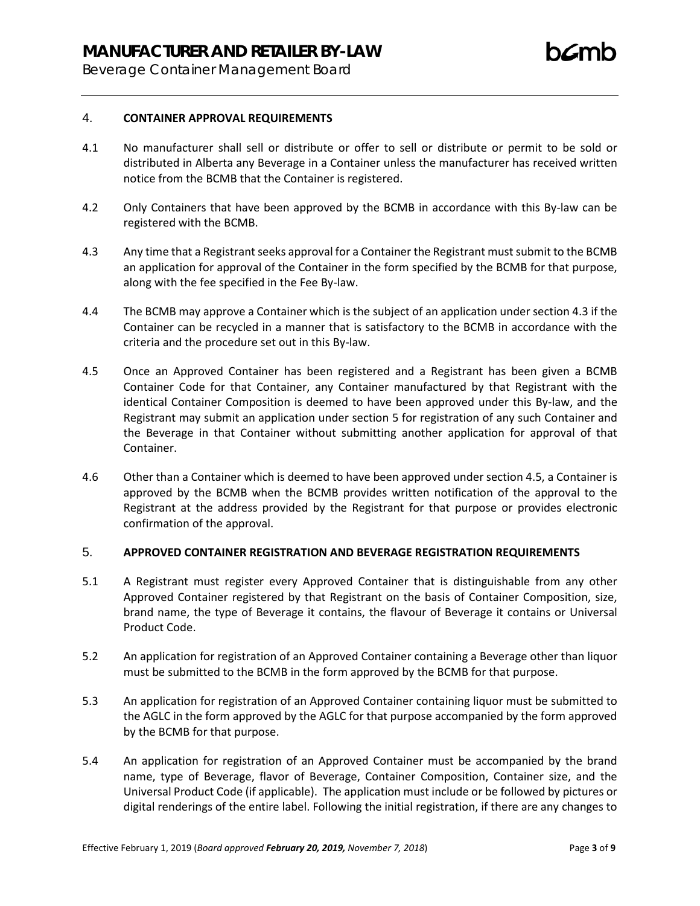## 4. CONTAINER APPROVAL REQUIREMENTS

4.1 No manufacturer shall sell or distribute or offer to sell or distribute or permit to be sold or distributed in Alberta any Beverage in a Container unless the manufacturer has received written notice from the BCMB that the Container is registered.

4.2 Only Containers that have been approved by the BCMB in accordance with this By-law can be registered with the BCMB.

4.3 Any time that a Registrant seeks approval for a Container the Registrant must submit to the BCMB an application for approval of the Container in the form specified by the BCMB for that purpose, along with the fee specified in the Fee By-law.

4.4 The BCMB may approve a Container which is the subject of an application under section 4.3 if the Container can be recycled in a manner that is satisfactory to the BCMB in accordance with the criteria and the procedure set out in this By-law.

4.5 Once an Approved Container has been registered and a Registrant has been given a BCMB Container Code for that Container, any Container manufactured by that Registrant with the identical Container Composition is deemed to have been approved under this By-law, and the Registrant may submit an application under section 5 for registration of any such Container and the Beverage in that Container without submitting another application for approval of that Container.

4.6 Other than a Container which is deemed to have been approved under section 4.5, a Container is approved by the BCMB when the BCMB provides written notification of the approval to the Registrant at the address provided by the Registrant for that purpose or provides electronic confirmation of the approval.

## 5. APPROVED CONTAINER REGISTRATION AND BEVERAGE REGISTRATION REQUIREMENTS

5.1 A Registrant must register every Approved Container that is distinguishable from any other Approved Container registered by that Registrant on the basis of Container Composition, size, brand name, the type of Beverage it contains, the flavour of Beverage it contains or Universal Product Code.

5.2 An application for registration of an Approved Container containing a Beverage other than liquor must be submitted to the BCMB in the form approved by the BCMB for that purpose.

5.3 An application for registration of an Approved Container containing liquor must be submitted to the AGLC in the form approved by the AGLC for that purpose accompanied by the form approved by the BCMB for that purpose.

5.4 An application for registration of an Approved Container must be accompanied by the brand name, type of Beverage, flavor of Beverage, Container Composition, Container size, and the Universal Product Code (if applicable). The application must include or be followed by pictures or digital renderings of the entire label. Following the initial registration, if there are any changes to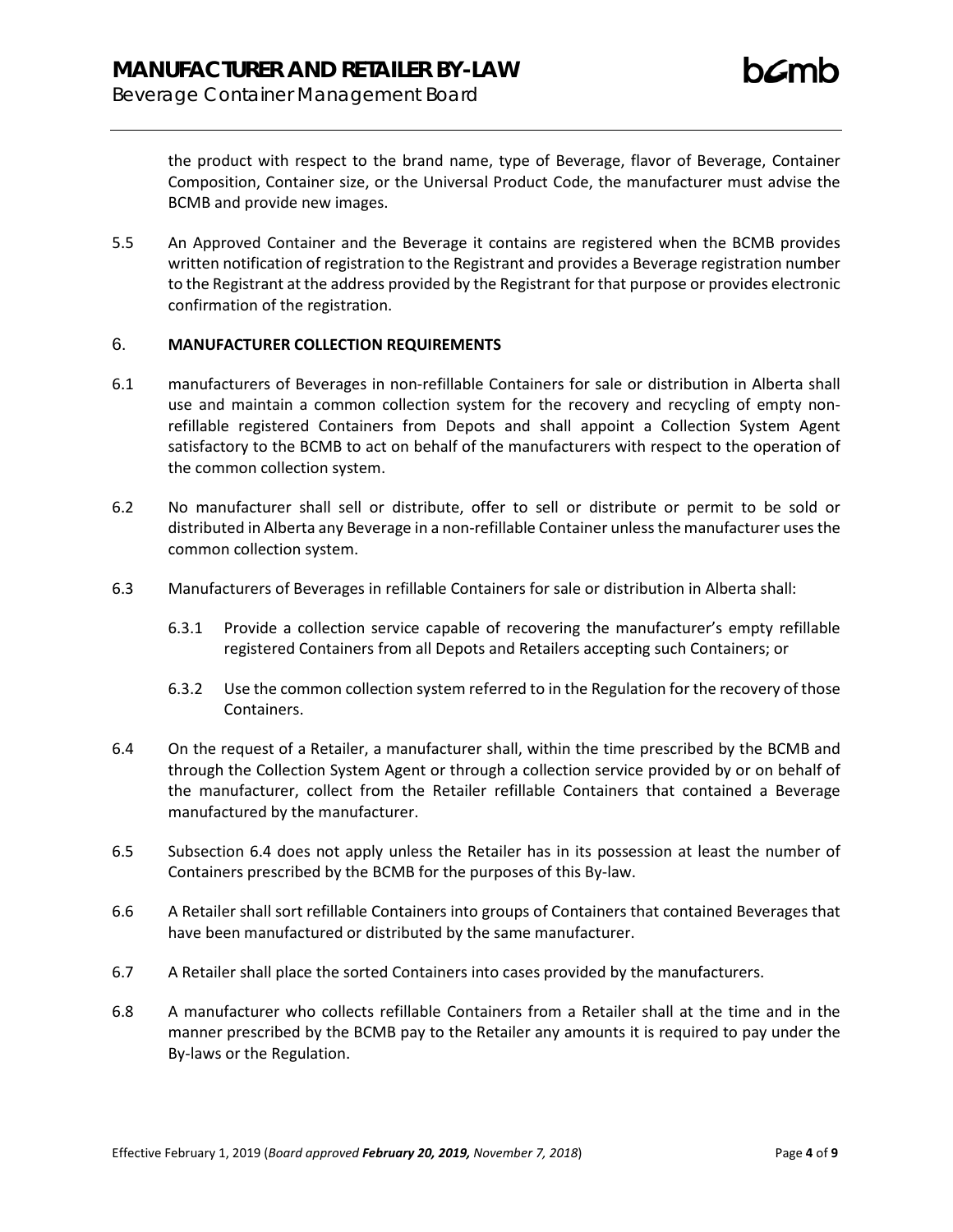the product with respect to the brand name, type of Beverage, flavor of Beverage, Container Composition, Container size, or the Universal Product Code, the manufacturer must advise the BCMB and provide new images.

5.5 An Approved Container and the Beverage it contains are registered when the BCMB provides written notification of registration to the Registrant and provides a Beverage registration number to the Registrant at the address provided by the Registrant for that purpose or provides electronic confirmation of the registration.

## 6. MANUFACTURER COLLECTION REQUIREMENTS

6.1 manufacturers of Beverages in non-refillable Containers for sale or distribution in Alberta shall use and maintain a common collection system for the recovery and recycling of empty non-refillable registered Containers from Depots and shall appoint a Collection System Agent satisfactory to the BCMB to act on behalf of the manufacturers with respect to the operation of the common collection system.

6.2 No manufacturer shall sell or distribute, offer to sell or distribute or permit to be sold or distributed in Alberta any Beverage in a non-refillable Container unless the manufacturer uses the common collection system.

6.3 Manufacturers of Beverages in refillable Containers for sale or distribution in Alberta shall:

6.3.1 Provide a collection service capable of recovering the manufacturer's empty refillable registered Containers from all Depots and Retailers accepting such Containers; or

6.3.2 Use the common collection system referred to in the Regulation for the recovery of those Containers.

6.4 On the request of a Retailer, a manufacturer shall, within the time prescribed by the BCMB and through the Collection System Agent or through a collection service provided by or on behalf of the manufacturer, collect from the Retailer refillable Containers that contained a Beverage manufactured by the manufacturer.

6.5 Subsection 6.4 does not apply unless the Retailer has in its possession at least the number of Containers prescribed by the BCMB for the purposes of this By-law.

6.6 A Retailer shall sort refillable Containers into groups of Containers that contained Beverages that have been manufactured or distributed by the same manufacturer.

6.7 A Retailer shall place the sorted Containers into cases provided by the manufacturers.

6.8 A manufacturer who collects refillable Containers from a Retailer shall at the time and in the manner prescribed by the BCMB pay to the Retailer any amounts it is required to pay under the By-laws or the Regulation.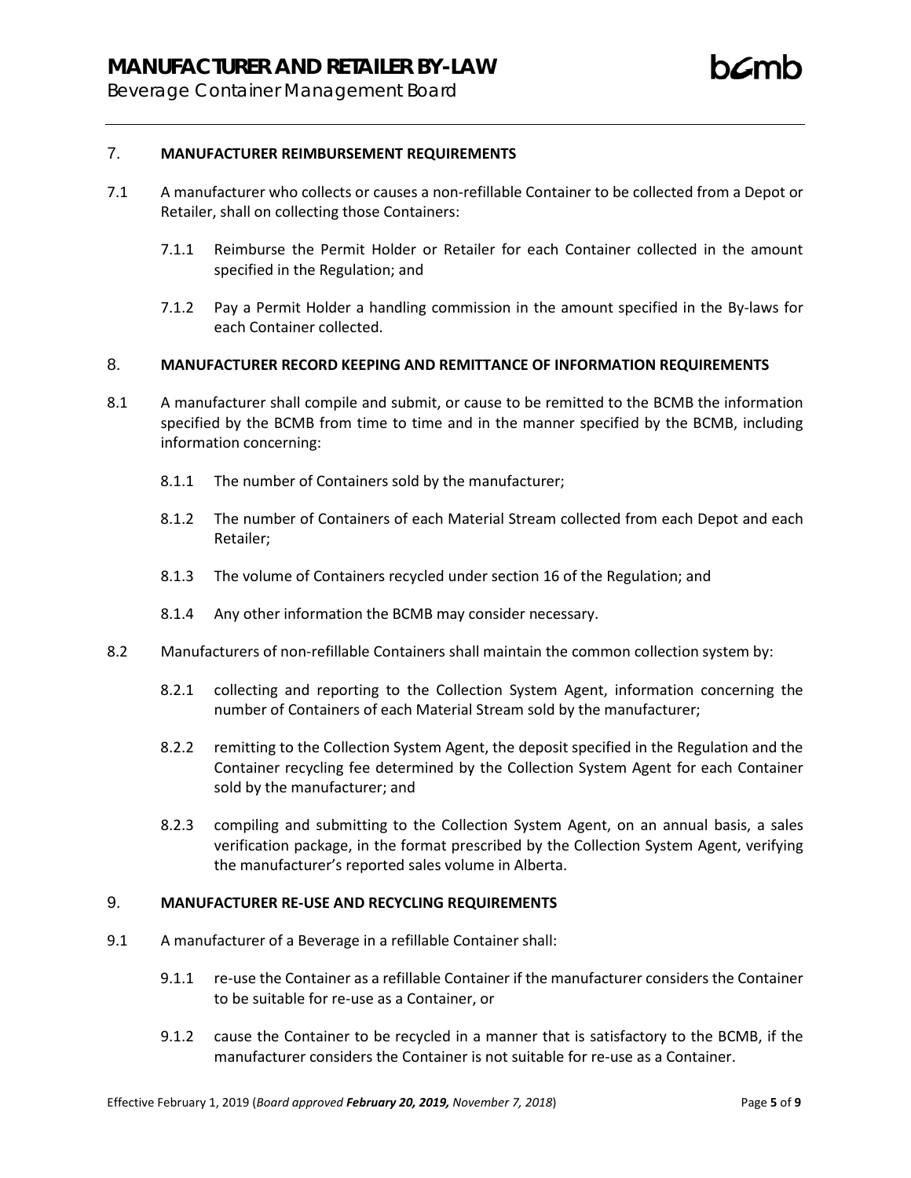## 7. MANUFACTURER REIMBURSEMENT REQUIREMENTS

7.1 A manufacturer who collects or causes a non-refillable Container to be collected from a Depot or Retailer, shall on collecting those Containers:

7.1.1 Reimburse the Permit Holder or Retailer for each Container collected in the amount specified in the Regulation; and

7.1.2 Pay a Permit Holder a handling commission in the amount specified in the By-laws for each Container collected.

## 8. MANUFACTURER RECORD KEEPING AND REMITTANCE OF INFORMATION REQUIREMENTS

8.1 A manufacturer shall compile and submit, or cause to be remitted to the BCMB the information specified by the BCMB from time to time and in the manner specified by the BCMB, including information concerning:

8.1.1 The number of Containers sold by the manufacturer;

8.1.2 The number of Containers of each Material Stream collected from each Depot and each Retailer;

8.1.3 The volume of Containers recycled under section 16 of the Regulation; and

8.1.4 Any other information the BCMB may consider necessary.

8.2 Manufacturers of non-refillable Containers shall maintain the common collection system by:

8.2.1 collecting and reporting to the Collection System Agent, information concerning the number of Containers of each Material Stream sold by the manufacturer;

8.2.2 remitting to the Collection System Agent, the deposit specified in the Regulation and the Container recycling fee determined by the Collection System Agent for each Container sold by the manufacturer; and

8.2.3 compiling and submitting to the Collection System Agent, on an annual basis, a sales verification package, in the format prescribed by the Collection System Agent, verifying the manufacturer's reported sales volume in Alberta.

## 9. MANUFACTURER RE-USE AND RECYCLING REQUIREMENTS

9.1 A manufacturer of a Beverage in a refillable Container shall:

9.1.1 re-use the Container as a refillable Container if the manufacturer considers the Container to be suitable for re-use as a Container, or

9.1.2 cause the Container to be recycled in a manner that is satisfactory to the BCMB, if the manufacturer considers the Container is not suitable for re-use as a Container.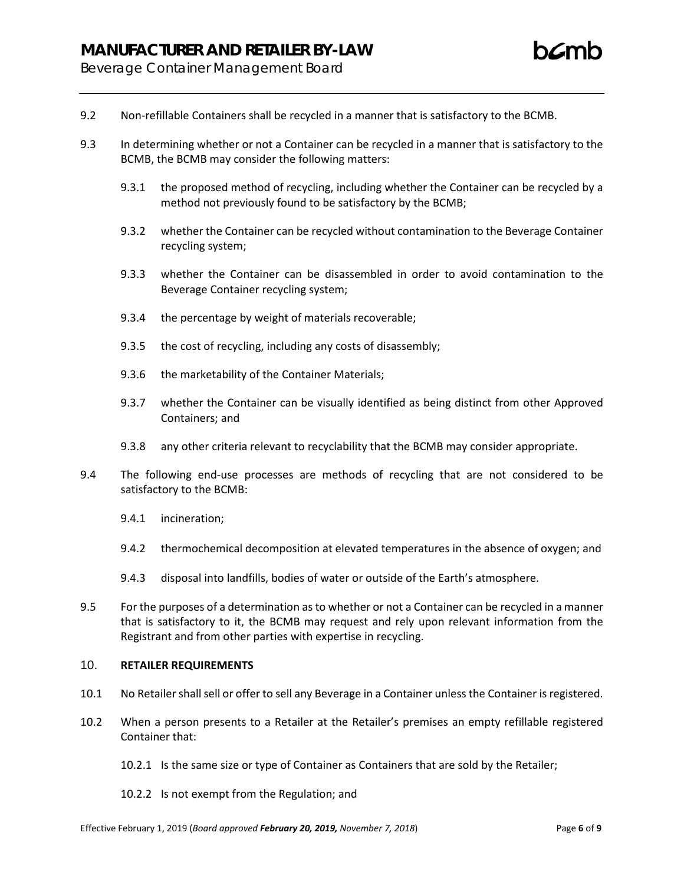9.2 Non-refillable Containers shall be recycled in a manner that is satisfactory to the BCMB.

9.3 In determining whether or not a Container can be recycled in a manner that is satisfactory to the BCMB, the BCMB may consider the following matters:

9.3.1 the proposed method of recycling, including whether the Container can be recycled by a method not previously found to be satisfactory by the BCMB;

9.3.2 whether the Container can be recycled without contamination to the Beverage Container recycling system;

9.3.3 whether the Container can be disassembled in order to avoid contamination to the Beverage Container recycling system;

9.3.4 the percentage by weight of materials recoverable;

9.3.5 the cost of recycling, including any costs of disassembly;

9.3.6 the marketability of the Container Materials;

9.3.7 whether the Container can be visually identified as being distinct from other Approved Containers; and

9.3.8 any other criteria relevant to recyclability that the BCMB may consider appropriate.

9.4 The following end-use processes are methods of recycling that are not considered to be satisfactory to the BCMB:

9.4.1 incineration;

9.4.2 thermochemical decomposition at elevated temperatures in the absence of oxygen; and

9.4.3 disposal into landfills, bodies of water or outside of the Earth's atmosphere.

9.5 For the purposes of a determination as to whether or not a Container can be recycled in a manner that is satisfactory to it, the BCMB may request and rely upon relevant information from the Registrant and from other parties with expertise in recycling.

## 10. RETAILER REQUIREMENTS

10.1 No Retailer shall sell or offer to sell any Beverage in a Container unless the Container is registered.

10.2 When a person presents to a Retailer at the Retailer's premises an empty refillable registered Container that:

10.2.1 Is the same size or type of Container as Containers that are sold by the Retailer;

10.2.2 Is not exempt from the Regulation; and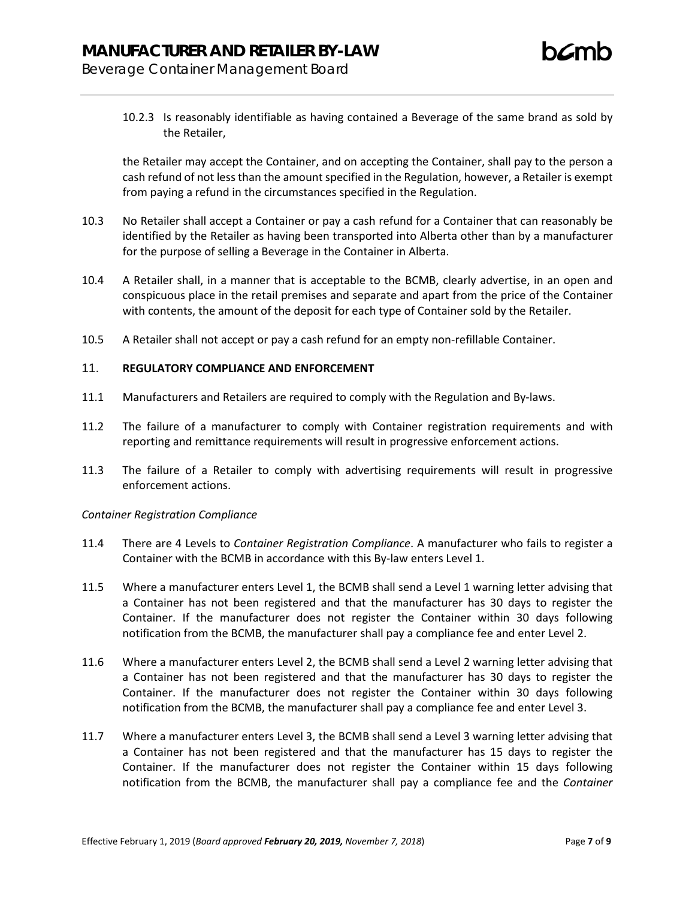10.2.3 Is reasonably identifiable as having contained a Beverage of the same brand as sold by the Retailer,

the Retailer may accept the Container, and on accepting the Container, shall pay to the person a cash refund of not less than the amount specified in the Regulation, however, a Retailer is exempt from paying a refund in the circumstances specified in the Regulation.

10.3 No Retailer shall accept a Container or pay a cash refund for a Container that can reasonably be identified by the Retailer as having been transported into Alberta other than by a manufacturer for the purpose of selling a Beverage in the Container in Alberta.

10.4 A Retailer shall, in a manner that is acceptable to the BCMB, clearly advertise, in an open and conspicuous place in the retail premises and separate and apart from the price of the Container with contents, the amount of the deposit for each type of Container sold by the Retailer.

10.5 A Retailer shall not accept or pay a cash refund for an empty non-refillable Container.

## 11. REGULATORY COMPLIANCE AND ENFORCEMENT

11.1 Manufacturers and Retailers are required to comply with the Regulation and By-laws.

11.2 The failure of a manufacturer to comply with Container registration requirements and with reporting and remittance requirements will result in progressive enforcement actions.

11.3 The failure of a Retailer to comply with advertising requirements will result in progressive enforcement actions.

*Container Registration Compliance*

11.4 There are 4 Levels to *Container Registration Compliance*. A manufacturer who fails to register a Container with the BCMB in accordance with this By-law enters Level 1.

11.5 Where a manufacturer enters Level 1, the BCMB shall send a Level 1 warning letter advising that a Container has not been registered and that the manufacturer has 30 days to register the Container. If the manufacturer does not register the Container within 30 days following notification from the BCMB, the manufacturer shall pay a compliance fee and enter Level 2.

11.6 Where a manufacturer enters Level 2, the BCMB shall send a Level 2 warning letter advising that a Container has not been registered and that the manufacturer has 30 days to register the Container. If the manufacturer does not register the Container within 30 days following notification from the BCMB, the manufacturer shall pay a compliance fee and enter Level 3.

11.7 Where a manufacturer enters Level 3, the BCMB shall send a Level 3 warning letter advising that a Container has not been registered and that the manufacturer has 15 days to register the Container. If the manufacturer does not register the Container within 15 days following notification from the BCMB, the manufacturer shall pay a compliance fee and the *Container*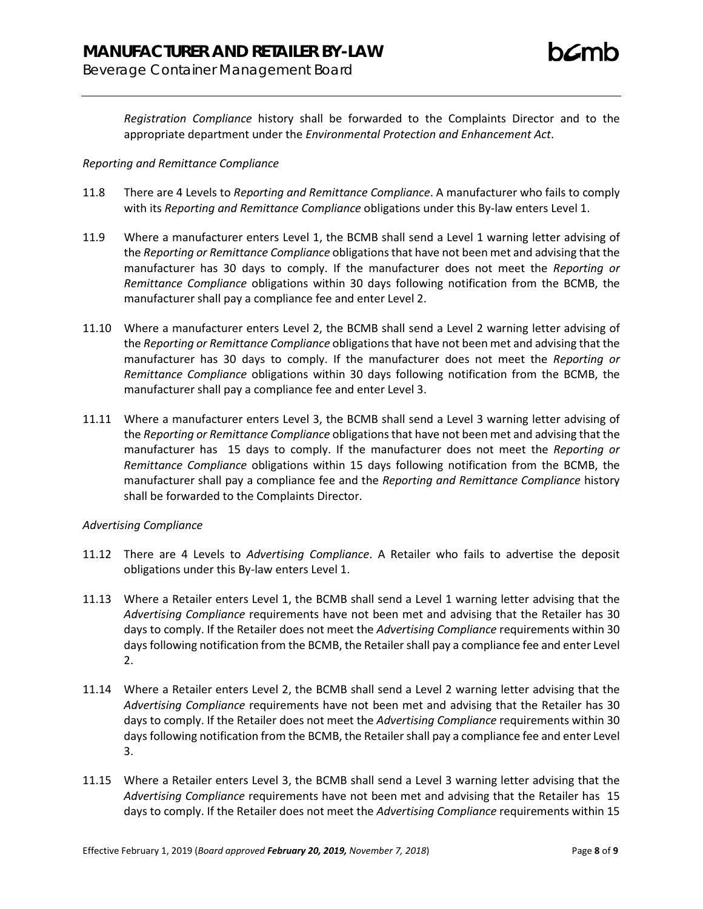*Registration Compliance* history shall be forwarded to the Complaints Director and to the appropriate department under the *Environmental Protection and Enhancement Act*.

*Reporting and Remittance Compliance*

11.8 There are 4 Levels to *Reporting and Remittance Compliance*. A manufacturer who fails to comply with its *Reporting and Remittance Compliance* obligations under this By-law enters Level 1.

11.9 Where a manufacturer enters Level 1, the BCMB shall send a Level 1 warning letter advising of the *Reporting or Remittance Compliance* obligations that have not been met and advising that the manufacturer has 30 days to comply. If the manufacturer does not meet the *Reporting or Remittance Compliance* obligations within 30 days following notification from the BCMB, the manufacturer shall pay a compliance fee and enter Level 2.

11.10 Where a manufacturer enters Level 2, the BCMB shall send a Level 2 warning letter advising of the *Reporting or Remittance Compliance* obligations that have not been met and advising that the manufacturer has 30 days to comply. If the manufacturer does not meet the *Reporting or Remittance Compliance* obligations within 30 days following notification from the BCMB, the manufacturer shall pay a compliance fee and enter Level 3.

11.11 Where a manufacturer enters Level 3, the BCMB shall send a Level 3 warning letter advising of the *Reporting or Remittance Compliance* obligations that have not been met and advising that the manufacturer has 15 days to comply. If the manufacturer does not meet the *Reporting or Remittance Compliance* obligations within 15 days following notification from the BCMB, the manufacturer shall pay a compliance fee and the *Reporting and Remittance Compliance* history shall be forwarded to the Complaints Director.

*Advertising Compliance*

11.12 There are 4 Levels to *Advertising Compliance*. A Retailer who fails to advertise the deposit obligations under this By-law enters Level 1.

11.13 Where a Retailer enters Level 1, the BCMB shall send a Level 1 warning letter advising that the *Advertising Compliance* requirements have not been met and advising that the Retailer has 30 days to comply. If the Retailer does not meet the *Advertising Compliance* requirements within 30 days following notification from the BCMB, the Retailer shall pay a compliance fee and enter Level 2.

11.14 Where a Retailer enters Level 2, the BCMB shall send a Level 2 warning letter advising that the *Advertising Compliance* requirements have not been met and advising that the Retailer has 30 days to comply. If the Retailer does not meet the *Advertising Compliance* requirements within 30 days following notification from the BCMB, the Retailer shall pay a compliance fee and enter Level 3.

11.15 Where a Retailer enters Level 3, the BCMB shall send a Level 3 warning letter advising that the *Advertising Compliance* requirements have not been met and advising that the Retailer has 15 days to comply. If the Retailer does not meet the *Advertising Compliance* requirements within 15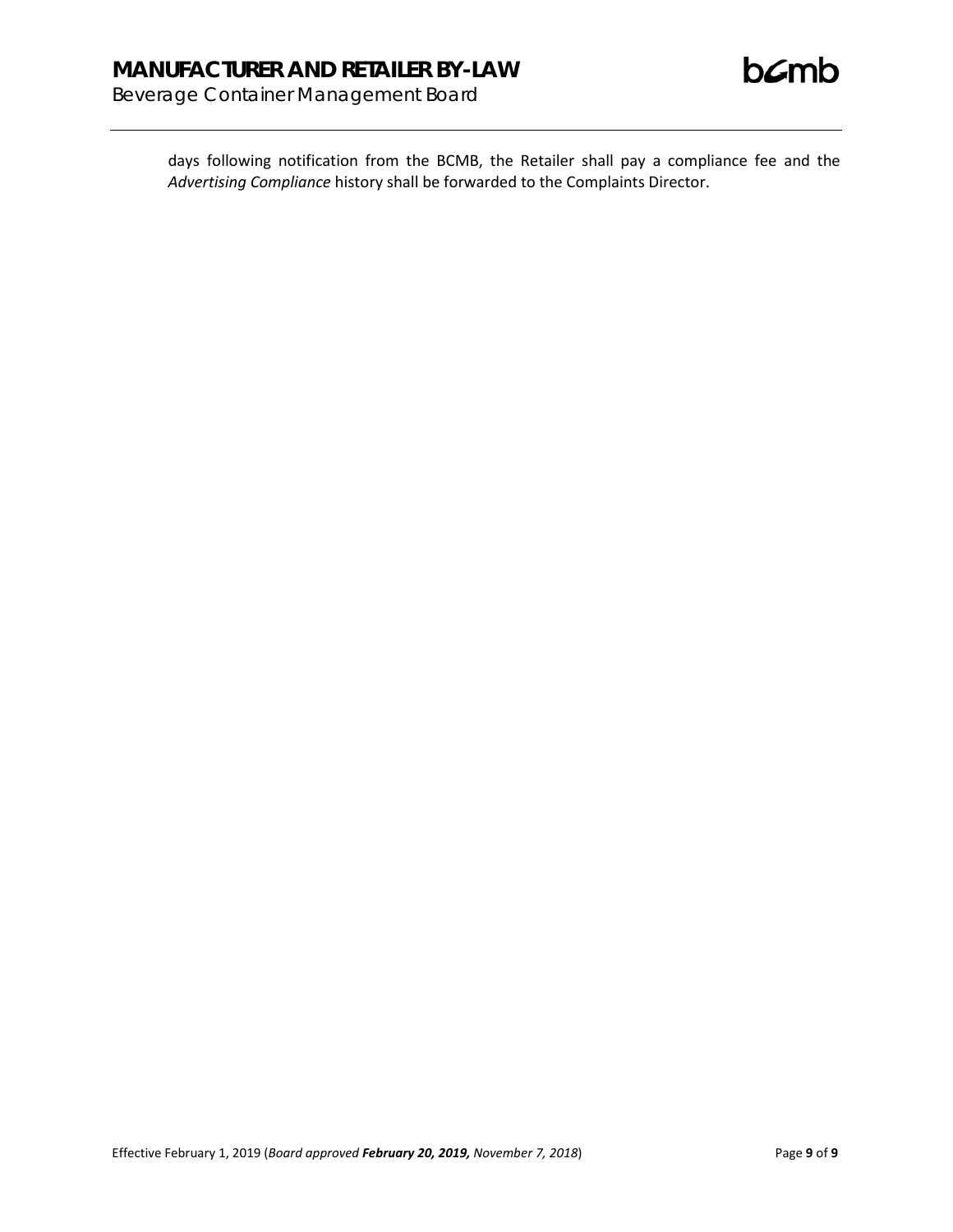days following notification from the BCMB, the Retailer shall pay a compliance fee and the *Advertising Compliance* history shall be forwarded to the Complaints Director.